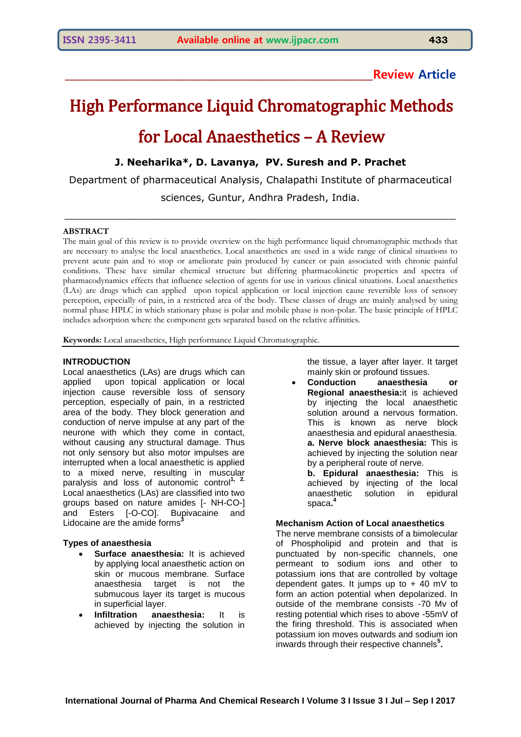**Review Article**

# High Performance Liquid Chromatographic Methods for Local Anaesthetics – A Review

**J. Neeharika\*, D. Lavanya, PV. Suresh and P. Prachet**

Department of pharmaceutical Analysis, Chalapathi Institute of pharmaceutical sciences, Guntur, Andhra Pradesh, India.

## ABSTRACT

The main goal of this review is to provide overview on the high performance liquid chromatographic methods that are necessary to analyse the local anaesthetics. Local anaesthetics are used in a wide range of clinical situations to prevent acute pain and to stop or ameliorate pain produced by cancer or pain associated with chronic painful conditions. These have similar chemical structure but differing pharmacokinetic properties and spectra of pharmacodynamics effects that influence selection of agents for use in various clinical situations. Local anaesthetics (LAs) are drugs which can applied upon topical application or local injection cause reversible loss of sensory perception, especially of pain, in a restricted area of the body. These classes of drugs are mainly analysed by using normal phase HPLC in which stationary phase is polar and mobile phase is non-polar. The basic principle of HPLC includes adsorption where the component gets separated based on the relative affinities.

**Keywords:** Local anaesthetics, High performance Liquid Chromatographic.

## INTRODUCTION

Local anaesthetics (LAs) are drugs which can applied upon topical application or local injection cause reversible loss of sensory perception, especially of pain, in a restricted area of the body. They block generation and conduction of nerve impulse at any part of the neurone with which they come in contact, without causing any structural damage. Thus not only sensory but also motor impulses are interrupted when a local anaesthetic is applied to a mixed nerve, resulting in muscular paralysis and loss of autonomic control[1, 2].

Local anaesthetics (LAs) are classified into two groups based on nature amides [- NH-CO-] and Esters [-O-CO]. Bupivacaine and Lidocaine are the amide forms[3]

### Types of anaesthesia

- **Surface anaesthesia:** It is achieved by applying local anaesthetic action on skin or mucous membrane. Surface anaesthesia target is not the submucous layer its target is mucous in superficial layer.
- **Infiltration anaesthesia:** It is achieved by injecting the solution in the tissue, a layer after layer. It target mainly skin or profound tissues.
- **Conduction anaesthesia or Regional anaesthesia:** it is achieved by injecting the local anaesthetic solution around a nervous formation. This is known as nerve block anaesthesia and epidural anaesthesia.
  **a. Nerve block anaesthesia:** This is achieved by injecting the solution near by a peripheral route of nerve.
  **b. Epidural anaesthesia:** This is achieved by injecting of the local anaesthetic solution in epidural spaca.[4]

### Mechanism Action of Local anaesthetics

The nerve membrane consists of a bimolecular of Phospholipid and protein and that is punctuated by non-specific channels, one permeant to sodium ions and other to potassium ions that are controlled by voltage dependent gates. It jumps up to + 40 mV to form an action potential when depolarized. In outside of the membrane consists -70 Mv of resting potential which rises to above -55mV of the firing threshold. This is associated when potassium ion moves outwards and sodium ion inwards through their respective channels[5].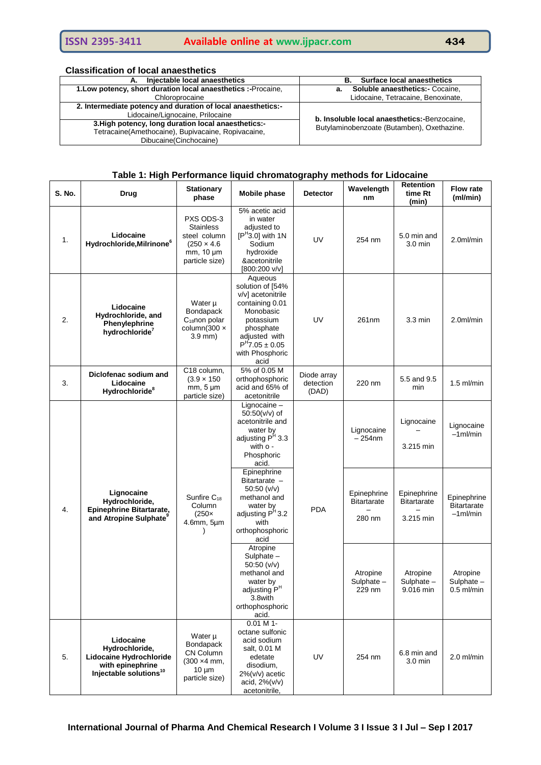### Classification of local anaesthetics

| A. Injectable local anaesthetics | B. Surface local anaesthetics |
|---|---|
| **1.Low potency, short duration local anaesthetics :-**Procaine, Chloroprocaine | **a. Soluble anaesthetics:-** Cocaine, Lidocaine, Tetracaine, Benoxinate, |
| **2. Intermediate potency and duration of local anaesthetics:-** Lidocaine/Lignocaine, Prilocaine | **b. Insoluble local anaesthetics:-**Benzocaine, Butylaminobenzoate (Butamben), Oxethazine. |
| **3.High potency, long duration local anaesthetics:-** Tetracaine(Amethocaine), Bupivacaine, Ropivacaine, Dibucaine(Cinchocaine) | |

**Table 1: High Performance liquid chromatography methods for Lidocaine**

| S. No. | Drug | Stationary phase | Mobile phase | Detector | Wavelength nm | Retention time Rt (min) | Flow rate (ml/min) |
|---|---|---|---|---|---|---|---|
| 1. | **Lidocaine Hydrochloride,Milrinone[6]** | PXS ODS-3 Stainless steel column (250 × 4.6 mm, 10 µm particle size) | 5% acetic acid in water adjusted to [P$^{H}$3.0] with 1N Sodium hydroxide &acetonitrile [800:200 v/v] | UV | 254 nm | 5.0 min and 3.0 min | 2.0ml/min |
| 2. | **Lidocaine Hydrochloride, and Phenylephrine hydrochloride[7]** | Water µ Bondapack $C_{18}$non polar column(300 × 3.9 mm) | Aqueous solution of [54% v/v] acetonitrile containing 0.01 Monobasic potassium phosphate adjusted with P$^{H}$7.05 ± 0.05 with Phosphoric acid | UV | 261nm | 3.3 min | 2.0ml/min |
| 3. | **Diclofenac sodium and Lidocaine Hydrochloride[8]** | C18 column, (3.9 × 150 mm, 5 µm particle size) | 5% of 0.05 M orthophosphoric acid and 65% of acetonitrile | Diode array detection (DAD) | 220 nm | 5.5 and 9.5 min | 1.5 ml/min |
| 4. | **Lignocaine Hydrochloride, Epinephrine Bitartarate, and Atropine Sulphate[9]** | Sunfire $C_{18}$ Column (250× 4.6mm, 5µm ) | Lignocaine – 50:50(v/v) of acetonitrile and water by adjusting P$^{H}$ 3.3 with o - Phosphoric acid. | PDA | Lignocaine – 254nm | Lignocaine – 3.215 min | Lignocaine –1ml/min |
| | | | Epinephrine Bitartarate – 50:50 (v/v) methanol and water by adjusting P$^{H}$ 3.2 with orthophosphoric acid | | Epinephrine Bitartarate – 280 nm | Epinephrine Bitartarate – 3.215 min | Epinephrine Bitartarate –1ml/min |
| | | | Atropine Sulphate – 50:50 (v/v) methanol and water by adjusting P$^{H}$ 3.8with orthophosphoric acid. | | Atropine Sulphate – 229 nm | Atropine Sulphate – 9.016 min | Atropine Sulphate – 0.5 ml/min |
| 5. | **Lidocaine Hydrochloride, Lidocaine Hydrochloride with epinephrine Injectable solutions[10]** | Water µ Bondapack CN Column (300 ×4 mm, 10 µm particle size) | 0.01 M 1-octane sulfonic acid sodium salt, 0.01 M edetate disodium, 2%(v/v) acetic acid, 2%(v/v) acetonitrile, | UV | 254 nm | 6.8 min and 3.0 min | 2.0 ml/min |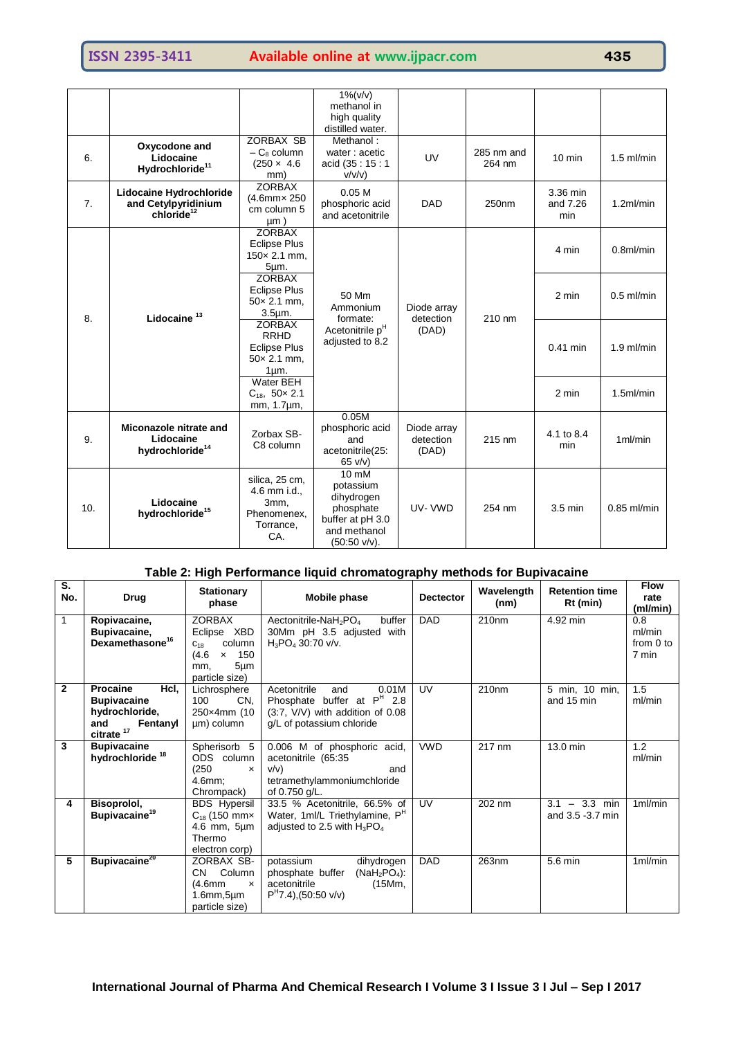| | | | 1%(v/v) methanol in high quality distilled water. | | | | |
|---|---|---|---|---|---|---|---|
| 6. | **Oxycodone and Lidocaine Hydrochloride[11]** | ZORBAX SB – $C_8$ column (250 × 4.6 mm) | Methanol : water : acetic acid (35 : 15 : 1 v/v/v) | UV | 285 nm and 264 nm | 10 min | 1.5 ml/min |
| 7. | **Lidocaine Hydrochloride and Cetylpyridinium chloride[12]** | ZORBAX (4.6mm× 250 cm column 5 µm ) | 0.05 M phosphoric acid and acetonitrile | DAD | 250nm | 3.36 min and 7.26 min | 1.2ml/min |
| 8. | **Lidocaine [13]** | ZORBAX Eclipse Plus 150× 2.1 mm, 5µm. | 50 Mm Ammonium formate: Acetonitrile $p^H$ adjusted to 8.2 | Diode array detection (DAD) | 210 nm | 4 min | 0.8ml/min |
| | | ZORBAX Eclipse Plus 50× 2.1 mm, 3.5µm. | | | | 2 min | 0.5 ml/min |
| | | ZORBAX RRHD Eclipse Plus 50× 2.1 mm, 1µm. | | | | 0.41 min | 1.9 ml/min |
| | | Water BEH $C_{18}$, 50× 2.1 mm, 1.7µm, | | | | 2 min | 1.5ml/min |
| 9. | **Miconazole nitrate and Lidocaine hydrochloride[14]** | Zorbax SB-C8 column | 0.05M phosphoric acid and acetonitrile(25: 65 v/v) | Diode array detection (DAD) | 215 nm | 4.1 to 8.4 min | 1ml/min |
| 10. | **Lidocaine hydrochloride[15]** | silica, 25 cm, 4.6 mm i.d., 3mm, Phenomenex, Torrance, CA. | 10 mM potassium dihydrogen phosphate buffer at pH 3.0 and methanol (50:50 v/v). | UV- VWD | 254 nm | 3.5 min | 0.85 ml/min |

**Table 2: High Performance liquid chromatography methods for Bupivacaine**

| S. No. | Drug | Stationary phase | Mobile phase | Dectector | Wavelength (nm) | Retention time Rt (min) | Flow rate (ml/min) |
|---|---|---|---|---|---|---|---|
| 1 | **Ropivacaine, Bupivacaine, Dexamethasone[16]** | ZORBAX Eclipse XBD $c_{18}$ column (4.6 × 150 mm, 5µm particle size) | Aectonitrile-$NaH_2PO_4$ buffer 30Mm pH 3.5 adjusted with $H_3PO_4$ 30:70 v/v. | DAD | 210nm | 4.92 min | 0.8 ml/min from 0 to 7 min |
| **2** | **Procaine Hcl, Bupivacaine hydrochloride, and Fentanyl citrate [17]** | Lichrosphere 100 CN, 250×4mm (10 µm) column | Acetonitrile and 0.01M Phosphate buffer at $P^H$ 2.8 (3:7, V/V) with addition of 0.08 g/L of potassium chloride | UV | 210nm | 5 min, 10 min, and 15 min | 1.5 ml/min |
| **3** | **Bupivacaine hydrochloride [18]** | Spherisorb 5 ODS column (250 × 4.6mm; Chrompack) | 0.006 M of phosphoric acid, acetonitrile (65:35 v/v) and tetramethylammoniumchloride of 0.750 g/L. | VWD | 217 nm | 13.0 min | 1.2 ml/min |
| **4** | **Bisoprolol, Bupivacaine[19]** | BDS Hypersil $C_{18}$ (150 mm× 4.6 mm, 5µm Thermo electron corp) | 33.5 % Acetonitrile, 66.5% of Water, 1ml/L Triethylamine, $P^H$ adjusted to 2.5 with $H_3PO_4$ | UV | 202 nm | 3.1 – 3.3 min and 3.5 -3.7 min | 1ml/min |
| **5** | **Bupivacaine[20]** | ZORBAX SB-CN Column (4.6mm × 1.6mm,5µm particle size) | potassium dihydrogen phosphate buffer ($NaH_2PO_4$): acetonitrile (15Mm, $P^H$7.4),(50:50 v/v) | DAD | 263nm | 5.6 min | 1ml/min |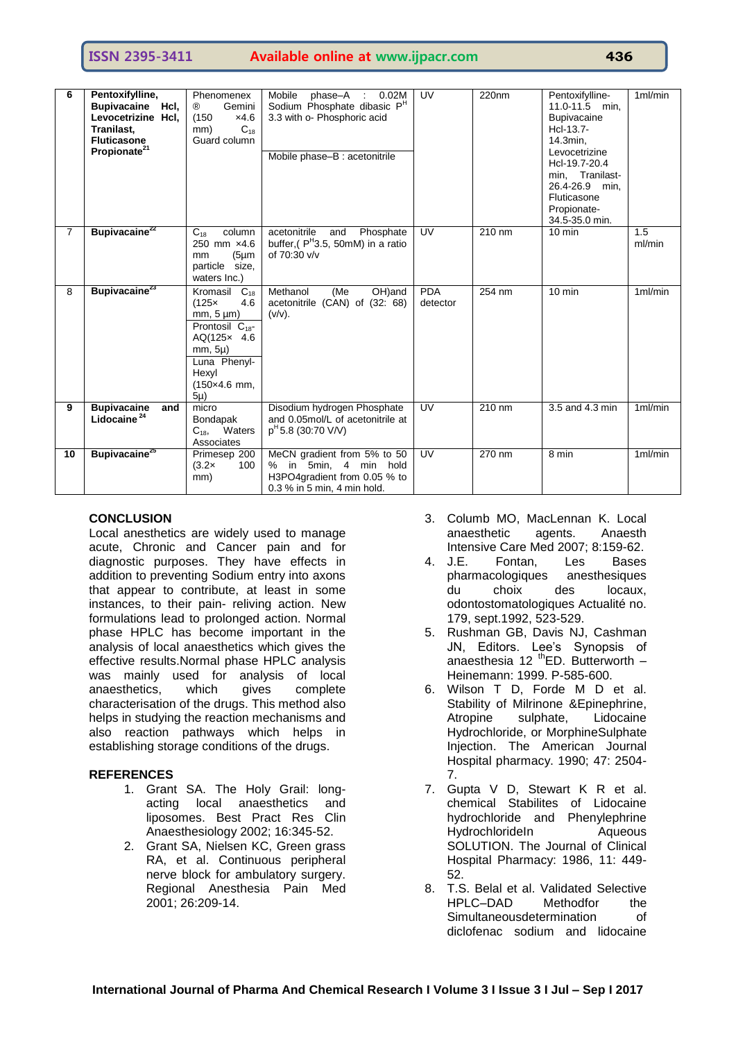| 6 | **Pentoxifylline, Bupivacaine Hcl, Levocetrizine Hcl, Tranilast, Fluticasone Propionate**[21] | Phenomenex ® Gemini (150 ×4.6 mm) $C_{18}$ Guard column | Mobile phase–A : 0.02M Sodium Phosphate dibasic $P^H$ 3.3 with o- Phosphoric acid<br>Mobile phase–B : acetonitrile | UV | 220nm | Pentoxifylline-11.0-11.5 min, Bupivacaine Hcl-13.7-14.3min, Levocetrizine Hcl-19.7-20.4 min, Tranilast-26.4-26.9 min, Fluticasone Propionate-34.5-35.0 min. | 1ml/min |
|---|---|---|---|---|---|---|---|
| 7 | **Bupivacaine**[22] | $C_{18}$ column 250 mm ×4.6 mm (5µm particle size, waters Inc.) | acetonitrile and Phosphate buffer,( $P^H$3.5, 50mM) in a ratio of 70:30 v/v | UV | 210 nm | 10 min | 1.5 ml/min |
| 8 | **Bupivacaine**[23] | Kromasil $C_{18}$ (125× 4.6 mm, 5 µm)<br>Prontosil $C_{18}$-AQ(125× 4.6 mm, 5µ)<br>Luna Phenyl-Hexyl (150×4.6 mm, 5µ) | Methanol (Me OH)and acetonitrile (CAN) of (32: 68) (v/v). | PDA detector | 254 nm | 10 min | 1ml/min |
| 9 | **Bupivacaine and Lidocaine**[24] | micro Bondapak $C_{18}$, Waters Associates | Disodium hydrogen Phosphate and 0.05mol/L of acetonitrile at $p^H$ 5.8 (30:70 V/V) | UV | 210 nm | 3.5 and 4.3 min | 1ml/min |
| 10 | **Bupivacaine**[25] | Primesep 200 (3.2× 100 mm) | MeCN gradient from 5% to 50 % in 5min, 4 min hold H3PO4gradient from 0.05 % to 0.3 % in 5 min, 4 min hold. | UV | 270 nm | 8 min | 1ml/min |

## CONCLUSION

Local anesthetics are widely used to manage acute, Chronic and Cancer pain and for diagnostic purposes. They have effects in addition to preventing Sodium entry into axons that appear to contribute, at least in some instances, to their pain- reliving action. New formulations lead to prolonged action. Normal phase HPLC has become important in the analysis of local anaesthetics which gives the effective results.Normal phase HPLC analysis was mainly used for analysis of local anaesthetics, which gives complete characterisation of the drugs. This method also helps in studying the reaction mechanisms and also reaction pathways which helps in establishing storage conditions of the drugs.

## REFERENCES

1. Grant SA. The Holy Grail: long-acting local anaesthetics and liposomes. Best Pract Res Clin Anaesthesiology 2002; 16:345-52.
2. Grant SA, Nielsen KC, Green grass RA, et al. Continuous peripheral nerve block for ambulatory surgery. Regional Anesthesia Pain Med 2001; 26:209-14.
3. Columb MO, MacLennan K. Local anaesthetic agents. Anaesth Intensive Care Med 2007; 8:159-62.
4. J.E. Fontan, Les Bases pharmacologiques anesthesiques du choix des locaux, odontostomatologiques Actualité no. 179, sept.1992, 523-529.
5. Rushman GB, Davis NJ, Cashman JN, Editors. Lee's Synopsis of anaesthesia 12 $^{th}$ED. Butterworth – Heinemann: 1999. P-585-600.
6. Wilson T D, Forde M D et al. Stability of Milrinone &Epinephrine, Atropine sulphate, Lidocaine Hydrochloride, or MorphineSulphate Injection. The American Journal Hospital pharmacy. 1990; 47: 2504-7.
7. Gupta V D, Stewart K R et al. chemical Stabilites of Lidocaine hydrochloride and Phenylephrine HydrochlorideIn Aqueous SOLUTION. The Journal of Clinical Hospital Pharmacy: 1986, 11: 449-52.
8. T.S. Belal et al. Validated Selective HPLC–DAD Methodfor the Simultaneousdetermination of diclofenac sodium and lidocaine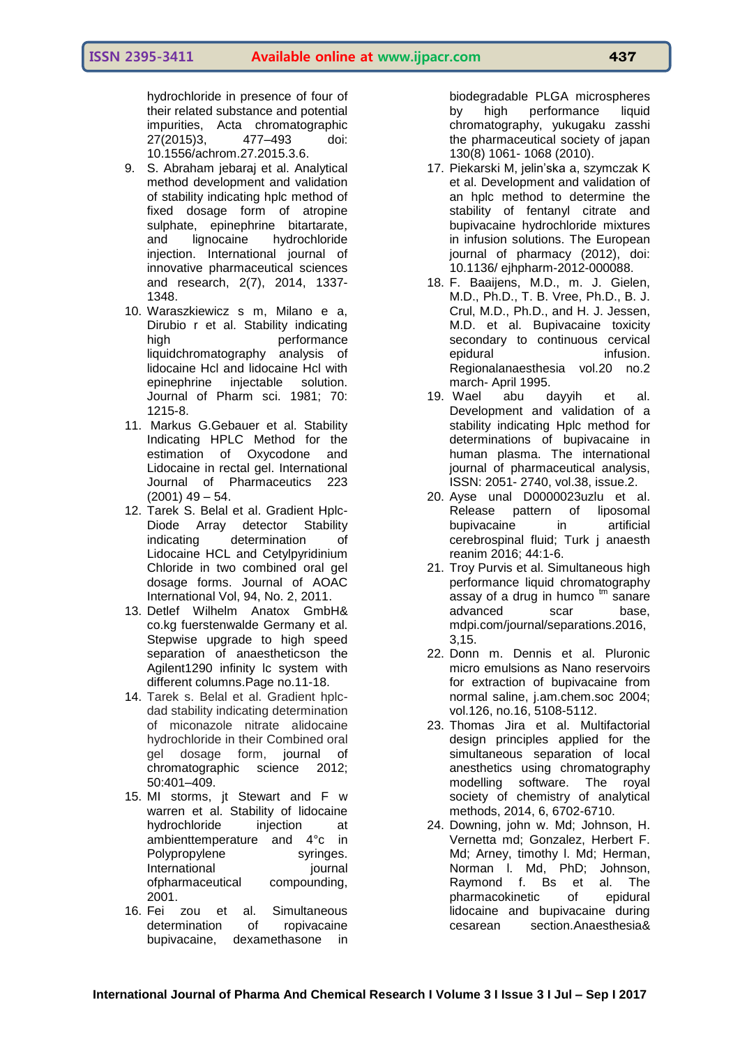hydrochloride in presence of four of their related substance and potential impurities, Acta chromatographic 27(2015)3, 477–493 doi: 10.1556/achrom.27.2015.3.6.

9. S. Abraham jebaraj et al. Analytical method development and validation of stability indicating hplc method of fixed dosage form of atropine sulphate, epinephrine bitartarate, and lignocaine hydrochloride injection. International journal of innovative pharmaceutical sciences and research, 2(7), 2014, 1337-1348.
10. Waraszkiewicz s m, Milano e a, Dirubio r et al. Stability indicating high performance liquidchromatography analysis of lidocaine Hcl and lidocaine Hcl with epinephrine injectable solution. Journal of Pharm sci. 1981; 70: 1215-8.
11. Markus G.Gebauer et al. Stability Indicating HPLC Method for the estimation of Oxycodone and Lidocaine in rectal gel. International Journal of Pharmaceutics 223 (2001) 49 – 54.
12. Tarek S. Belal et al. Gradient Hplc-Diode Array detector Stability indicating determination of Lidocaine HCL and Cetylpyridinium Chloride in two combined oral gel dosage forms. Journal of AOAC International Vol, 94, No. 2, 2011.
13. Detlef Wilhelm Anatox GmbH& co.kg fuerstenwalde Germany et al. Stepwise upgrade to high speed separation of anaestheticson the Agilent1290 infinity lc system with different columns.Page no.11-18.
14. Tarek s. Belal et al. Gradient hplc-dad stability indicating determination of miconazole nitrate alidocaine hydrochloride in their Combined oral gel dosage form, journal of chromatographic science 2012; 50:401–409.
15. Ml storms, jt Stewart and F w warren et al. Stability of lidocaine hydrochloride injection at ambienttemperature and 4°c in Polypropylene syringes. International journal ofpharmaceutical compounding, 2001.
16. Fei zou et al. Simultaneous determination of ropivacaine bupivacaine, dexamethasone in biodegradable PLGA microspheres by high performance liquid chromatography, yukugaku zasshi the pharmaceutical society of japan 130(8) 1061- 1068 (2010).
17. Piekarski M, jelin'ska a, szymczak K et al. Development and validation of an hplc method to determine the stability of fentanyl citrate and bupivacaine hydrochloride mixtures in infusion solutions. The European journal of pharmacy (2012), doi: 10.1136/ ejhpharm-2012-000088.
18. F. Baaijens, M.D., m. J. Gielen, M.D., Ph.D., T. B. Vree, Ph.D., B. J. Crul, M.D., Ph.D., and H. J. Jessen, M.D. et al. Bupivacaine toxicity secondary to continuous cervical epidural infusion. Regionalanaesthesia vol.20 no.2 march- April 1995.
19. Wael abu dayyih et al. Development and validation of a stability indicating Hplc method for determinations of bupivacaine in human plasma. The international journal of pharmaceutical analysis, ISSN: 2051- 2740, vol.38, issue.2.
20. Ayse unal D0000023uzlu et al. Release pattern of liposomal bupivacaine in artificial cerebrospinal fluid; Turk j anaesth reanim 2016; 44:1-6.
21. Troy Purvis et al. Simultaneous high performance liquid chromatography assay of a drug in humco ™ sanare advanced scar base, mdpi.com/journal/separations.2016, 3,15.
22. Donn m. Dennis et al. Pluronic micro emulsions as Nano reservoirs for extraction of bupivacaine from normal saline, j.am.chem.soc 2004; vol.126, no.16, 5108-5112.
23. Thomas Jira et al. Multifactorial design principles applied for the simultaneous separation of local anesthetics using chromatography modelling software. The royal society of chemistry of analytical methods, 2014, 6, 6702-6710.
24. Downing, john w. Md; Johnson, H. Vernetta md; Gonzalez, Herbert F. Md; Arney, timothy l. Md; Herman, Norman l. Md, PhD; Johnson, Raymond f. Bs et al. The pharmacokinetic of epidural lidocaine and bupivacaine during cesarean section.Anaesthesia&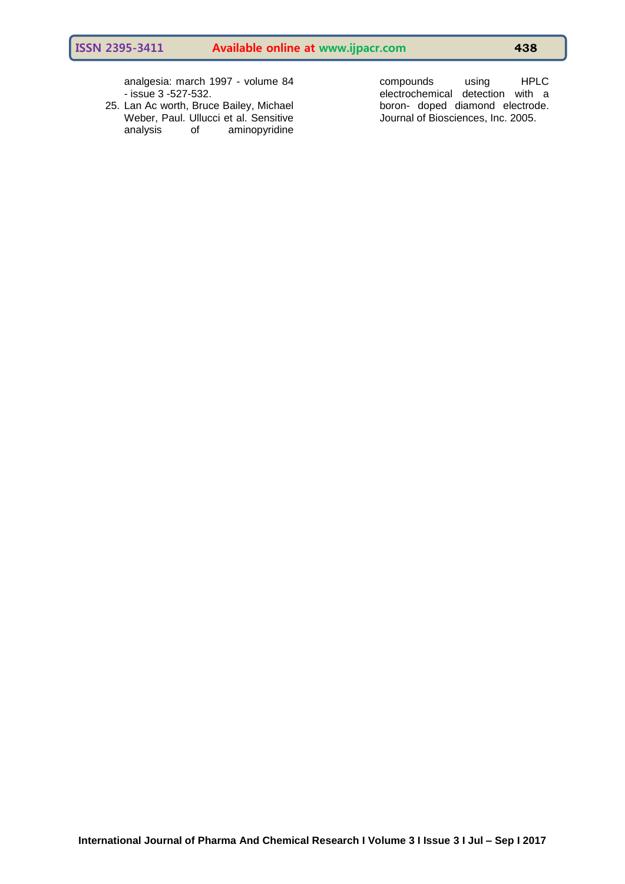analgesia: march 1997 - volume 84 - issue 3 -527-532.

25. Lan Ac worth, Bruce Bailey, Michael Weber, Paul. Ullucci et al. Sensitive analysis of aminopyridine compounds using HPLC electrochemical detection with a boron- doped diamond electrode. Journal of Biosciences, Inc. 2005.